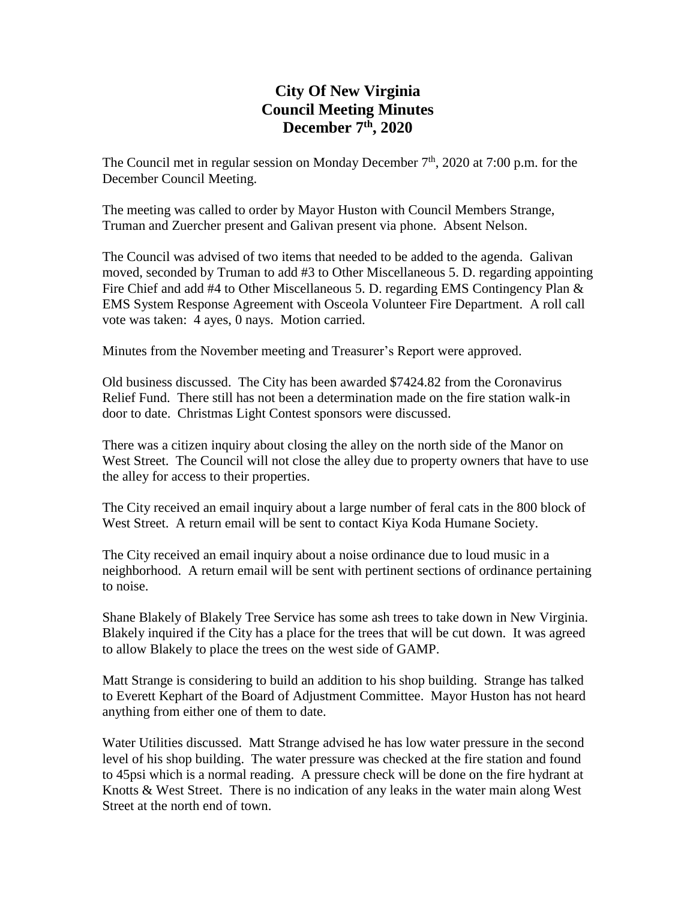# City Of New Virginia
# Council Meeting Minutes
# December 7th, 2020

The Council met in regular session on Monday December 7th, 2020 at 7:00 p.m. for the December Council Meeting.

The meeting was called to order by Mayor Huston with Council Members Strange, Truman and Zuercher present and Galivan present via phone. Absent Nelson.

The Council was advised of two items that needed to be added to the agenda. Galivan moved, seconded by Truman to add #3 to Other Miscellaneous 5. D. regarding appointing Fire Chief and add #4 to Other Miscellaneous 5. D. regarding EMS Contingency Plan & EMS System Response Agreement with Osceola Volunteer Fire Department. A roll call vote was taken: 4 ayes, 0 nays. Motion carried.

Minutes from the November meeting and Treasurer's Report were approved.

Old business discussed. The City has been awarded $7424.82 from the Coronavirus Relief Fund. There still has not been a determination made on the fire station walk-in door to date. Christmas Light Contest sponsors were discussed.

There was a citizen inquiry about closing the alley on the north side of the Manor on West Street. The Council will not close the alley due to property owners that have to use the alley for access to their properties.

The City received an email inquiry about a large number of feral cats in the 800 block of West Street. A return email will be sent to contact Kiya Koda Humane Society.

The City received an email inquiry about a noise ordinance due to loud music in a neighborhood. A return email will be sent with pertinent sections of ordinance pertaining to noise.

Shane Blakely of Blakely Tree Service has some ash trees to take down in New Virginia. Blakely inquired if the City has a place for the trees that will be cut down. It was agreed to allow Blakely to place the trees on the west side of GAMP.

Matt Strange is considering to build an addition to his shop building. Strange has talked to Everett Kephart of the Board of Adjustment Committee. Mayor Huston has not heard anything from either one of them to date.

Water Utilities discussed. Matt Strange advised he has low water pressure in the second level of his shop building. The water pressure was checked at the fire station and found to 45psi which is a normal reading. A pressure check will be done on the fire hydrant at Knotts & West Street. There is no indication of any leaks in the water main along West Street at the north end of town.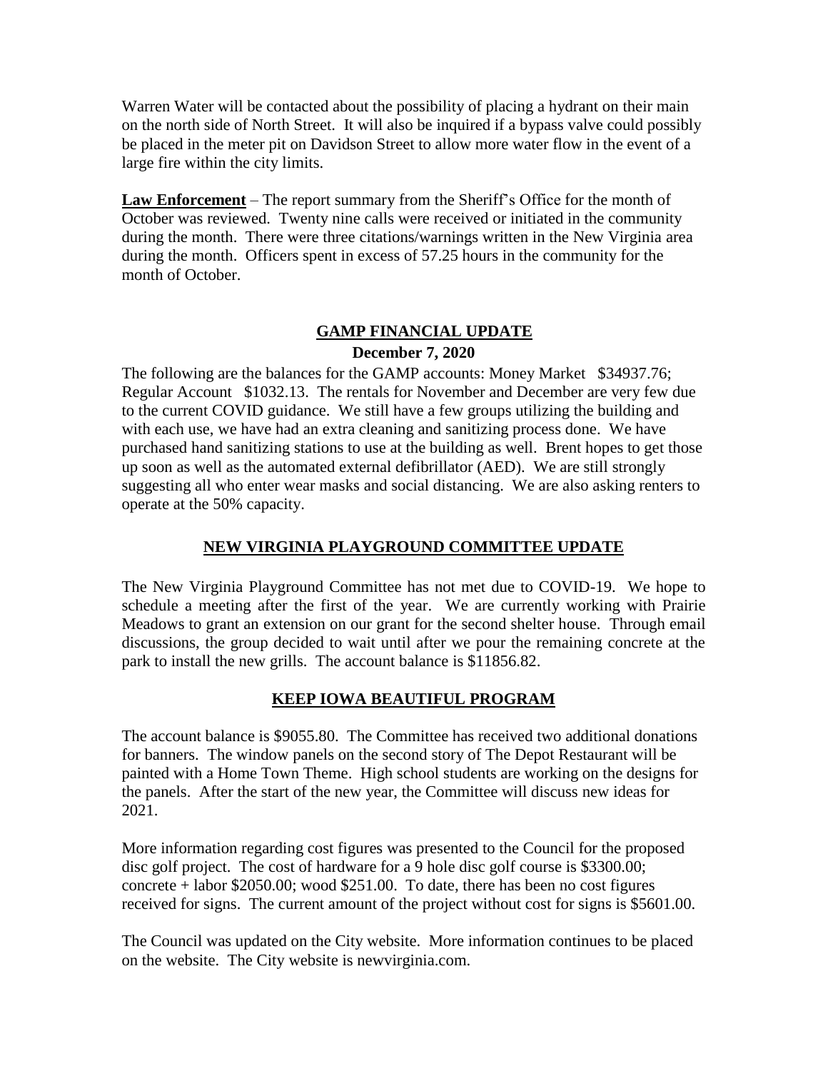Warren Water will be contacted about the possibility of placing a hydrant on their main on the north side of North Street. It will also be inquired if a bypass valve could possibly be placed in the meter pit on Davidson Street to allow more water flow in the event of a large fire within the city limits.

**Law Enforcement** – The report summary from the Sheriff's Office for the month of October was reviewed. Twenty nine calls were received or initiated in the community during the month. There were three citations/warnings written in the New Virginia area during the month. Officers spent in excess of 57.25 hours in the community for the month of October.

## GAMP FINANCIAL UPDATE

**December 7, 2020**

The following are the balances for the GAMP accounts: Money Market $34937.76; Regular Account $1032.13. The rentals for November and December are very few due to the current COVID guidance. We still have a few groups utilizing the building and with each use, we have had an extra cleaning and sanitizing process done. We have purchased hand sanitizing stations to use at the building as well. Brent hopes to get those up soon as well as the automated external defibrillator (AED). We are still strongly suggesting all who enter wear masks and social distancing. We are also asking renters to operate at the 50% capacity.

## NEW VIRGINIA PLAYGROUND COMMITTEE UPDATE

The New Virginia Playground Committee has not met due to COVID-19. We hope to schedule a meeting after the first of the year. We are currently working with Prairie Meadows to grant an extension on our grant for the second shelter house. Through email discussions, the group decided to wait until after we pour the remaining concrete at the park to install the new grills. The account balance is $11856.82.

## KEEP IOWA BEAUTIFUL PROGRAM

The account balance is $9055.80. The Committee has received two additional donations for banners. The window panels on the second story of The Depot Restaurant will be painted with a Home Town Theme. High school students are working on the designs for the panels. After the start of the new year, the Committee will discuss new ideas for 2021.

More information regarding cost figures was presented to the Council for the proposed disc golf project. The cost of hardware for a 9 hole disc golf course is $3300.00; concrete + labor $2050.00; wood $251.00. To date, there has been no cost figures received for signs. The current amount of the project without cost for signs is $5601.00.

The Council was updated on the City website. More information continues to be placed on the website. The City website is newvirginia.com.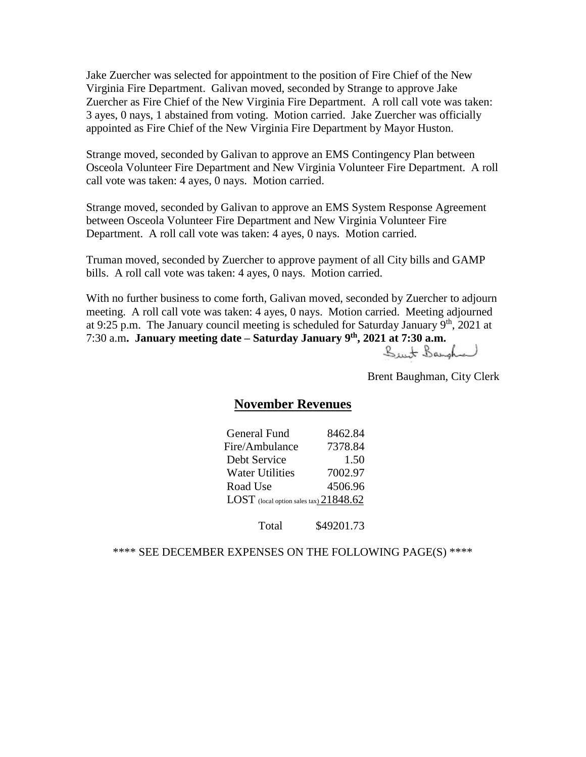Jake Zuercher was selected for appointment to the position of Fire Chief of the New Virginia Fire Department. Galivan moved, seconded by Strange to approve Jake Zuercher as Fire Chief of the New Virginia Fire Department. A roll call vote was taken: 3 ayes, 0 nays, 1 abstained from voting. Motion carried. Jake Zuercher was officially appointed as Fire Chief of the New Virginia Fire Department by Mayor Huston.

Strange moved, seconded by Galivan to approve an EMS Contingency Plan between Osceola Volunteer Fire Department and New Virginia Volunteer Fire Department. A roll call vote was taken: 4 ayes, 0 nays. Motion carried.

Strange moved, seconded by Galivan to approve an EMS System Response Agreement between Osceola Volunteer Fire Department and New Virginia Volunteer Fire Department. A roll call vote was taken: 4 ayes, 0 nays. Motion carried.

Truman moved, seconded by Zuercher to approve payment of all City bills and GAMP bills. A roll call vote was taken: 4 ayes, 0 nays. Motion carried.

With no further business to come forth, Galivan moved, seconded by Zuercher to adjourn meeting. A roll call vote was taken: 4 ayes, 0 nays. Motion carried. Meeting adjourned at 9:25 p.m. The January council meeting is scheduled for Saturday January 9th, 2021 at 7:30 a.m**. January meeting date – Saturday January 9th, 2021 at 7:30 a.m.**

Brent Baughman, City Clerk

## November Revenues

| | |
|---|---|
| General Fund | 8462.84 |
| Fire/Ambulance | 7378.84 |
| Debt Service | 1.50 |
| Water Utilities | 7002.97 |
| Road Use | 4506.96 |
| LOST (local option sales tax) | 21848.62 |
| Total | \$49201.73 |

\*\*\*\* SEE DECEMBER EXPENSES ON THE FOLLOWING PAGE(S) \*\*\*\*